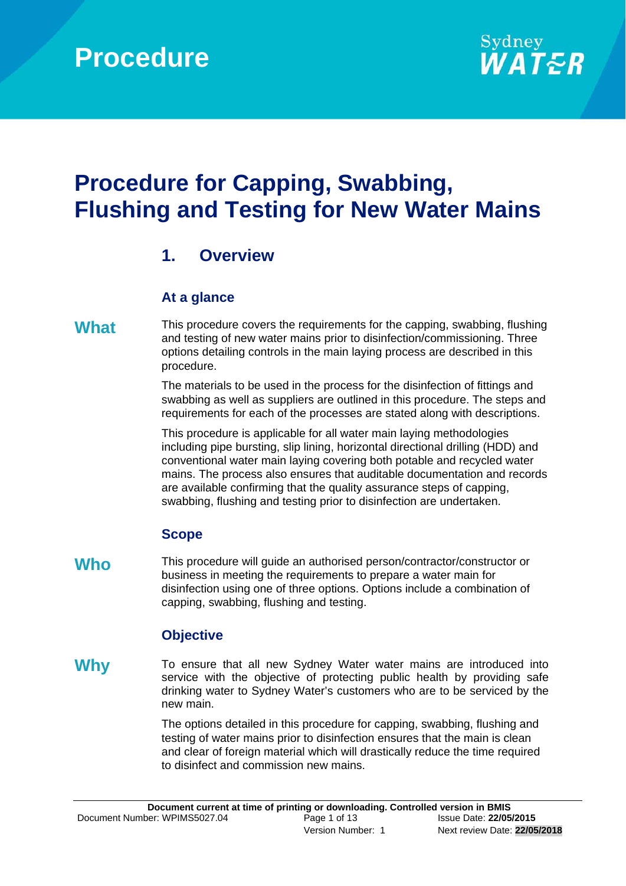# Procedure

# Procedure for Capping, Swabbing, Flushing and Testing for New Water Mains

## 1. Overview

### At a glance

**What**

This procedure covers the requirements for the capping, swabbing, flushing and testing of new water mains prior to disinfection/commissioning. Three options detailing controls in the main laying process are described in this procedure.

The materials to be used in the process for the disinfection of fittings and swabbing as well as suppliers are outlined in this procedure. The steps and requirements for each of the processes are stated along with descriptions.

This procedure is applicable for all water main laying methodologies including pipe bursting, slip lining, horizontal directional drilling (HDD) and conventional water main laying covering both potable and recycled water mains. The process also ensures that auditable documentation and records are available confirming that the quality assurance steps of capping, swabbing, flushing and testing prior to disinfection are undertaken.

### Scope

**Who**

This procedure will guide an authorised person/contractor/constructor or business in meeting the requirements to prepare a water main for disinfection using one of three options. Options include a combination of capping, swabbing, flushing and testing.

### Objective

**Why**

To ensure that all new Sydney Water water mains are introduced into service with the objective of protecting public health by providing safe drinking water to Sydney Water's customers who are to be serviced by the new main.

The options detailed in this procedure for capping, swabbing, flushing and testing of water mains prior to disinfection ensures that the main is clean and clear of foreign material which will drastically reduce the time required to disinfect and commission new mains.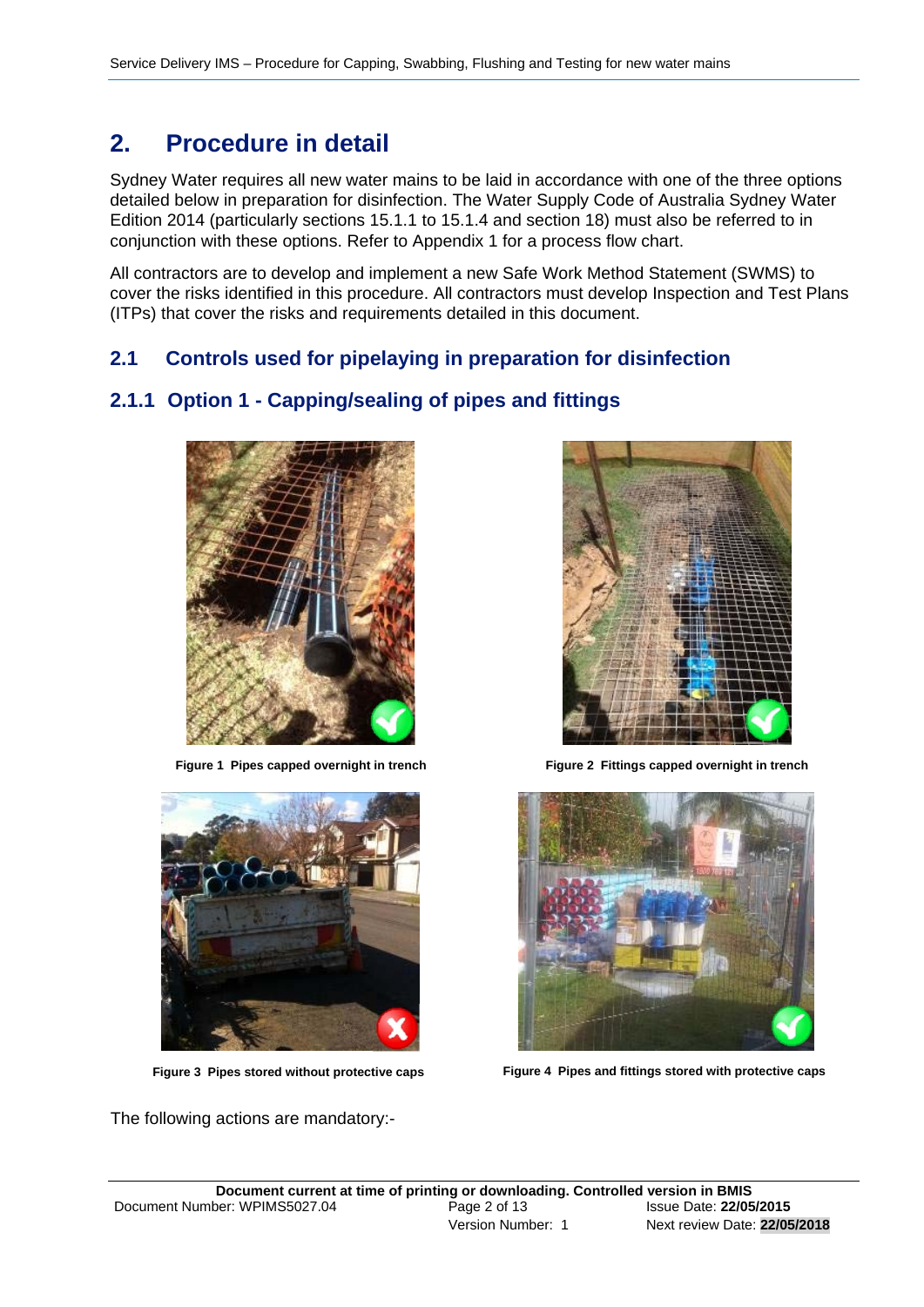## 2. Procedure in detail

Sydney Water requires all new water mains to be laid in accordance with one of the three options detailed below in preparation for disinfection. The Water Supply Code of Australia Sydney Water Edition 2014 (particularly sections 15.1.1 to 15.1.4 and section 18) must also be referred to in conjunction with these options. Refer to Appendix 1 for a process flow chart.

All contractors are to develop and implement a new Safe Work Method Statement (SWMS) to cover the risks identified in this procedure. All contractors must develop Inspection and Test Plans (ITPs) that cover the risks and requirements detailed in this document.

### 2.1 Controls used for pipelaying in preparation for disinfection

### 2.1.1 Option 1 - Capping/sealing of pipes and fittings

**Figure 1 Pipes capped overnight in trench**

**Figure 2 Fittings capped overnight in trench**

**Figure 3 Pipes stored without protective caps**

**Figure 4 Pipes and fittings stored with protective caps**

The following actions are mandatory:-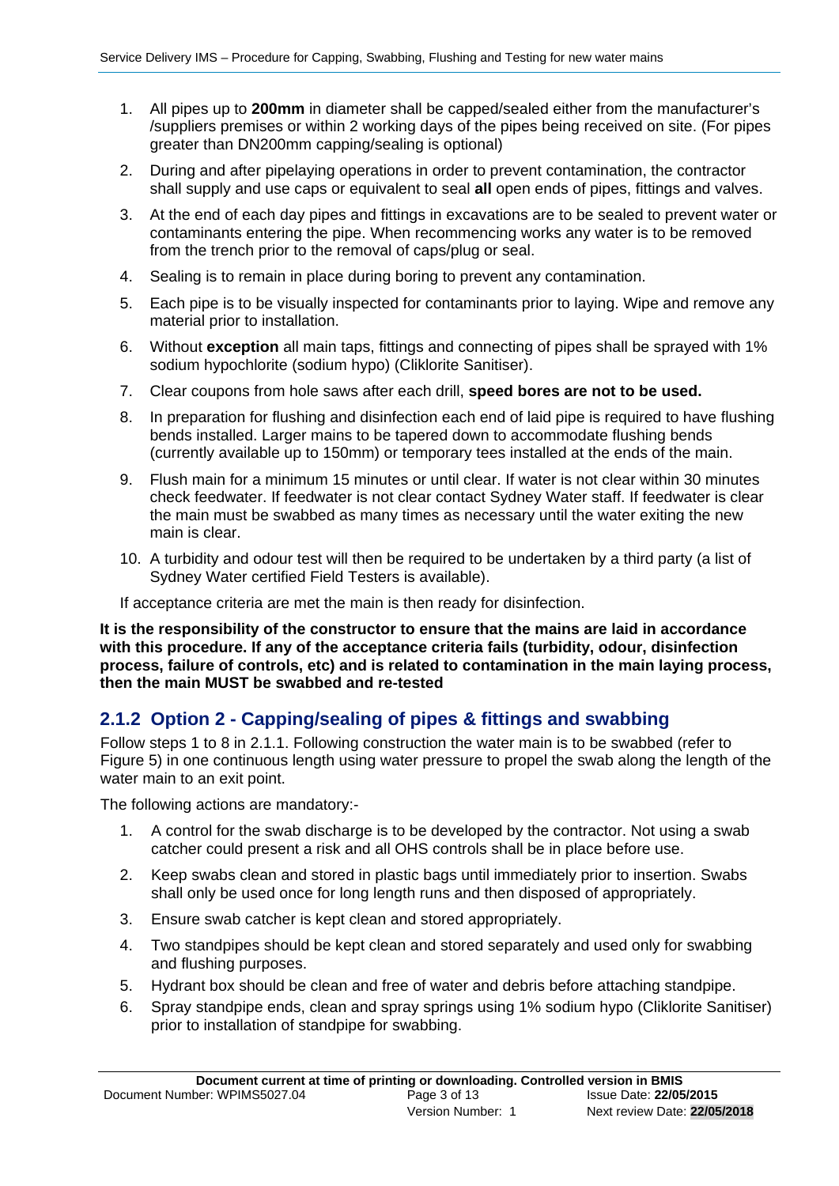1. All pipes up to **200mm** in diameter shall be capped/sealed either from the manufacturer's /suppliers premises or within 2 working days of the pipes being received on site. (For pipes greater than DN200mm capping/sealing is optional)
2. During and after pipelaying operations in order to prevent contamination, the contractor shall supply and use caps or equivalent to seal **all** open ends of pipes, fittings and valves.
3. At the end of each day pipes and fittings in excavations are to be sealed to prevent water or contaminants entering the pipe. When recommencing works any water is to be removed from the trench prior to the removal of caps/plug or seal.
4. Sealing is to remain in place during boring to prevent any contamination.
5. Each pipe is to be visually inspected for contaminants prior to laying. Wipe and remove any material prior to installation.
6. Without **exception** all main taps, fittings and connecting of pipes shall be sprayed with 1% sodium hypochlorite (sodium hypo) (Cliklorite Sanitiser).
7. Clear coupons from hole saws after each drill, **speed bores are not to be used.**
8. In preparation for flushing and disinfection each end of laid pipe is required to have flushing bends installed. Larger mains to be tapered down to accommodate flushing bends (currently available up to 150mm) or temporary tees installed at the ends of the main.
9. Flush main for a minimum 15 minutes or until clear. If water is not clear within 30 minutes check feedwater. If feedwater is not clear contact Sydney Water staff. If feedwater is clear the main must be swabbed as many times as necessary until the water exiting the new main is clear.
10. A turbidity and odour test will then be required to be undertaken by a third party (a list of Sydney Water certified Field Testers is available).

If acceptance criteria are met the main is then ready for disinfection.

**It is the responsibility of the constructor to ensure that the mains are laid in accordance with this procedure. If any of the acceptance criteria fails (turbidity, odour, disinfection process, failure of controls, etc) and is related to contamination in the main laying process, then the main MUST be swabbed and re-tested**

### 2.1.2 Option 2 - Capping/sealing of pipes & fittings and swabbing

Follow steps 1 to 8 in 2.1.1. Following construction the water main is to be swabbed (refer to Figure 5) in one continuous length using water pressure to propel the swab along the length of the water main to an exit point.

The following actions are mandatory:-

1. A control for the swab discharge is to be developed by the contractor. Not using a swab catcher could present a risk and all OHS controls shall be in place before use.
2. Keep swabs clean and stored in plastic bags until immediately prior to insertion. Swabs shall only be used once for long length runs and then disposed of appropriately.
3. Ensure swab catcher is kept clean and stored appropriately.
4. Two standpipes should be kept clean and stored separately and used only for swabbing and flushing purposes.
5. Hydrant box should be clean and free of water and debris before attaching standpipe.
6. Spray standpipe ends, clean and spray springs using 1% sodium hypo (Cliklorite Sanitiser) prior to installation of standpipe for swabbing.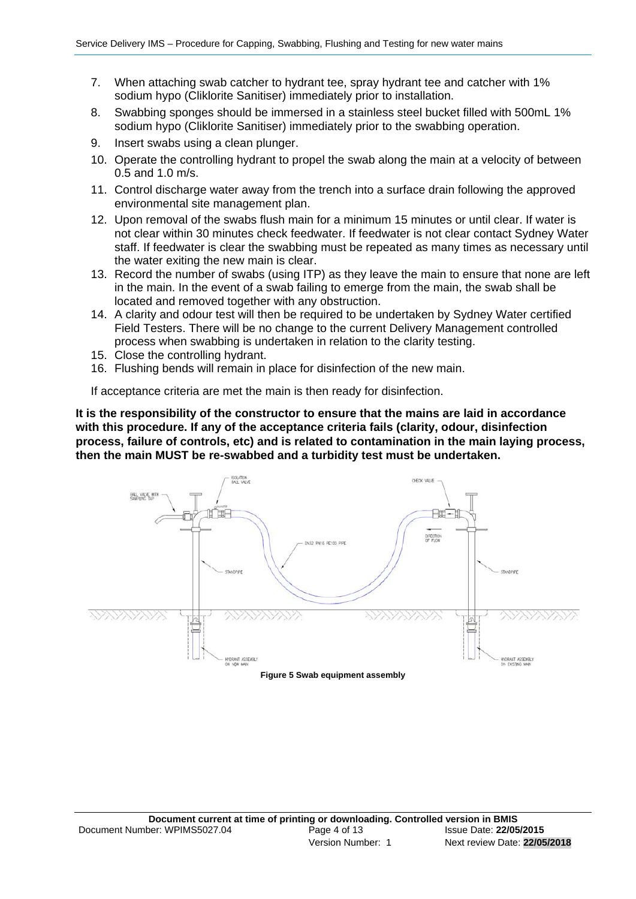7. When attaching swab catcher to hydrant tee, spray hydrant tee and catcher with 1% sodium hypo (Cliklorite Sanitiser) immediately prior to installation.
8. Swabbing sponges should be immersed in a stainless steel bucket filled with 500mL 1% sodium hypo (Cliklorite Sanitiser) immediately prior to the swabbing operation.
9. Insert swabs using a clean plunger.
10. Operate the controlling hydrant to propel the swab along the main at a velocity of between 0.5 and 1.0 m/s.
11. Control discharge water away from the trench into a surface drain following the approved environmental site management plan.
12. Upon removal of the swabs flush main for a minimum 15 minutes or until clear. If water is not clear within 30 minutes check feedwater. If feedwater is not clear contact Sydney Water staff. If feedwater is clear the swabbing must be repeated as many times as necessary until the water exiting the new main is clear.
13. Record the number of swabs (using ITP) as they leave the main to ensure that none are left in the main. In the event of a swab failing to emerge from the main, the swab shall be located and removed together with any obstruction.
14. A clarity and odour test will then be required to be undertaken by Sydney Water certified Field Testers. There will be no change to the current Delivery Management controlled process when swabbing is undertaken in relation to the clarity testing.
15. Close the controlling hydrant.
16. Flushing bends will remain in place for disinfection of the new main.

If acceptance criteria are met the main is then ready for disinfection.

**It is the responsibility of the constructor to ensure that the mains are laid in accordance with this procedure. If any of the acceptance criteria fails (clarity, odour, disinfection process, failure of controls, etc) and is related to contamination in the main laying process, then the main MUST be re-swabbed and a turbidity test must be undertaken.**

**Figure 5 Swab equipment assembly**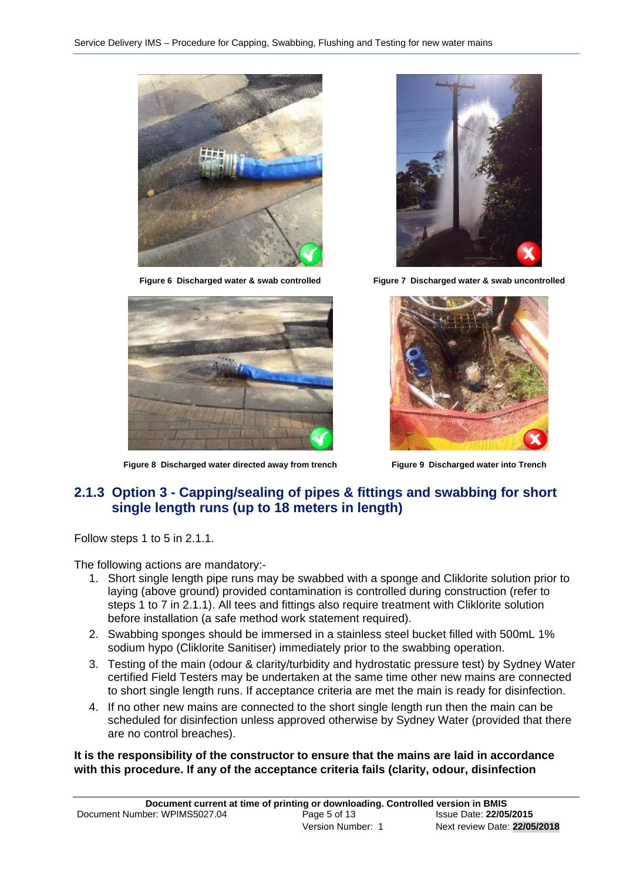Figure 6 Discharged water & swab controlled

Figure 7 Discharged water & swab uncontrolled

Figure 8 Discharged water directed away from trench

Figure 9 Discharged water into Trench

### 2.1.3 Option 3 - Capping/sealing of pipes & fittings and swabbing for short single length runs (up to 18 meters in length)

Follow steps 1 to 5 in 2.1.1.

The following actions are mandatory:-

1. Short single length pipe runs may be swabbed with a sponge and Cliklorite solution prior to laying (above ground) provided contamination is controlled during construction (refer to steps 1 to 7 in 2.1.1). All tees and fittings also require treatment with Cliklorite solution before installation (a safe method work statement required).
2. Swabbing sponges should be immersed in a stainless steel bucket filled with 500mL 1% sodium hypo (Cliklorite Sanitiser) immediately prior to the swabbing operation.
3. Testing of the main (odour & clarity/turbidity and hydrostatic pressure test) by Sydney Water certified Field Testers may be undertaken at the same time other new mains are connected to short single length runs. If acceptance criteria are met the main is ready for disinfection.
4. If no other new mains are connected to the short single length run then the main can be scheduled for disinfection unless approved otherwise by Sydney Water (provided that there are no control breaches).

**It is the responsibility of the constructor to ensure that the mains are laid in accordance with this procedure. If any of the acceptance criteria fails (clarity, odour, disinfection**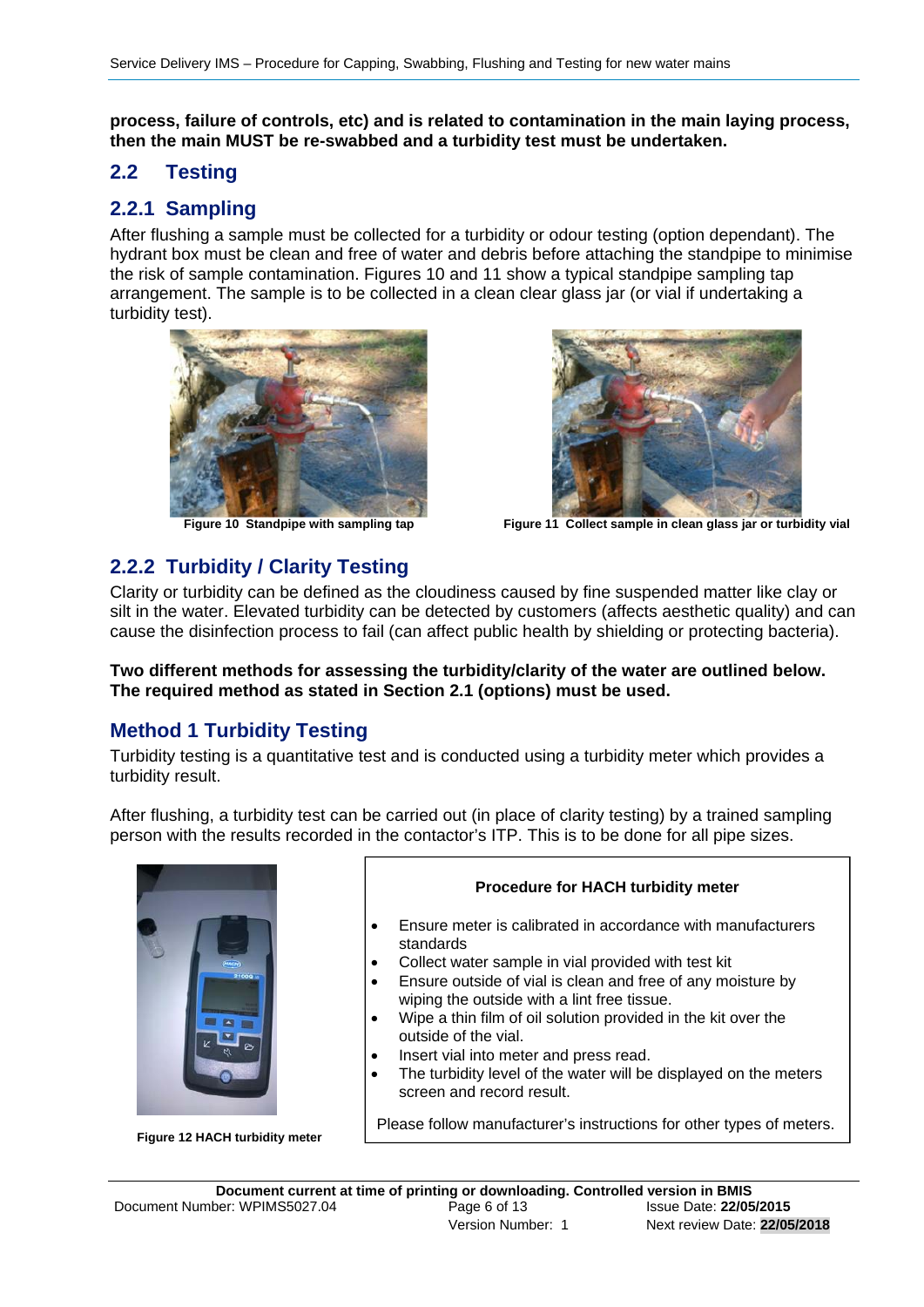**process, failure of controls, etc) and is related to contamination in the main laying process, then the main MUST be re-swabbed and a turbidity test must be undertaken.**

## 2.2 Testing

### 2.2.1 Sampling

After flushing a sample must be collected for a turbidity or odour testing (option dependant). The hydrant box must be clean and free of water and debris before attaching the standpipe to minimise the risk of sample contamination. Figures 10 and 11 show a typical standpipe sampling tap arrangement. The sample is to be collected in a clean clear glass jar (or vial if undertaking a turbidity test).

**Figure 10 Standpipe with sampling tap**

**Figure 11 Collect sample in clean glass jar or turbidity vial**

### 2.2.2 Turbidity / Clarity Testing

Clarity or turbidity can be defined as the cloudiness caused by fine suspended matter like clay or silt in the water. Elevated turbidity can be detected by customers (affects aesthetic quality) and can cause the disinfection process to fail (can affect public health by shielding or protecting bacteria).

**Two different methods for assessing the turbidity/clarity of the water are outlined below. The required method as stated in Section 2.1 (options) must be used.**

### Method 1 Turbidity Testing

Turbidity testing is a quantitative test and is conducted using a turbidity meter which provides a turbidity result.

After flushing, a turbidity test can be carried out (in place of clarity testing) by a trained sampling person with the results recorded in the contactor's ITP. This is to be done for all pipe sizes.

**Figure 12 HACH turbidity meter**

**Procedure for HACH turbidity meter**

- Ensure meter is calibrated in accordance with manufacturers standards
- Collect water sample in vial provided with test kit
- Ensure outside of vial is clean and free of any moisture by wiping the outside with a lint free tissue.
- Wipe a thin film of oil solution provided in the kit over the outside of the vial.
- Insert vial into meter and press read.
- The turbidity level of the water will be displayed on the meters screen and record result.

Please follow manufacturer's instructions for other types of meters.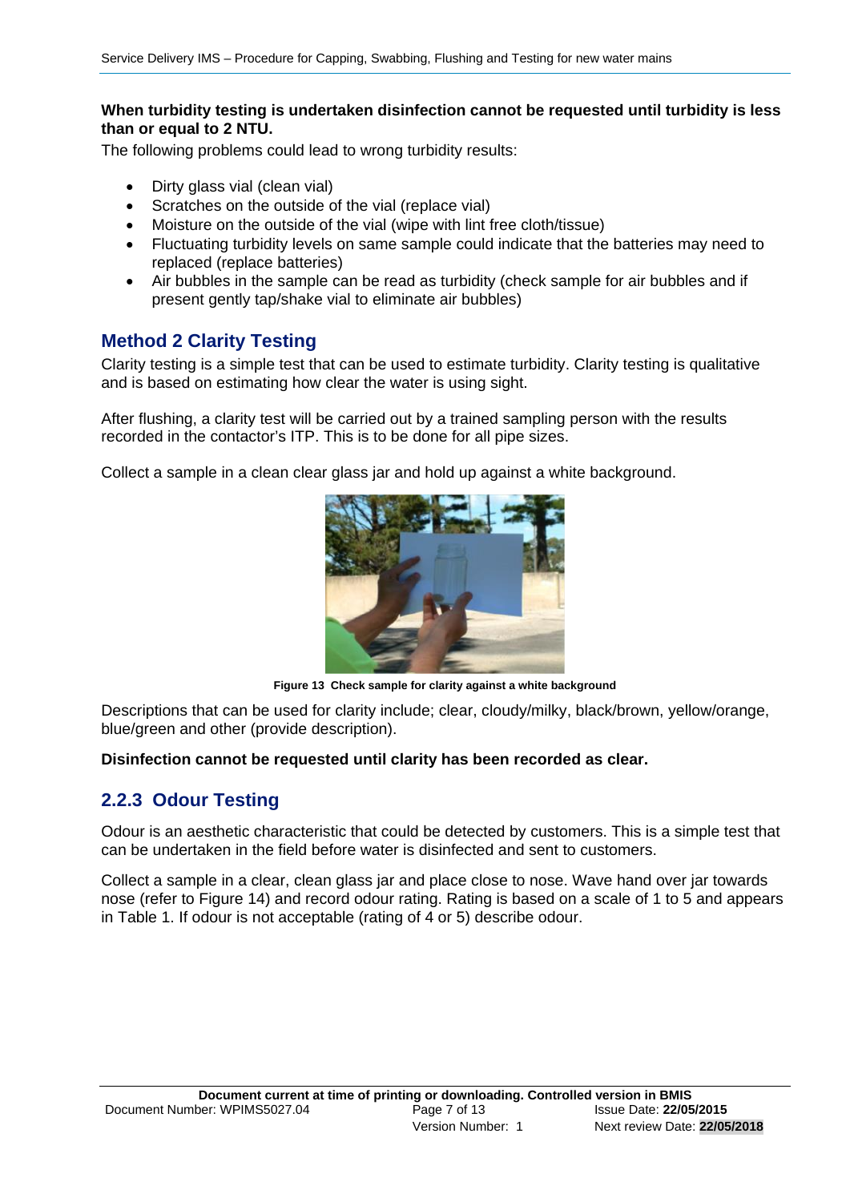**When turbidity testing is undertaken disinfection cannot be requested until turbidity is less than or equal to 2 NTU.**

The following problems could lead to wrong turbidity results:

- Dirty glass vial (clean vial)
- Scratches on the outside of the vial (replace vial)
- Moisture on the outside of the vial (wipe with lint free cloth/tissue)
- Fluctuating turbidity levels on same sample could indicate that the batteries may need to replaced (replace batteries)
- Air bubbles in the sample can be read as turbidity (check sample for air bubbles and if present gently tap/shake vial to eliminate air bubbles)

### Method 2 Clarity Testing

Clarity testing is a simple test that can be used to estimate turbidity. Clarity testing is qualitative and is based on estimating how clear the water is using sight.

After flushing, a clarity test will be carried out by a trained sampling person with the results recorded in the contactor's ITP. This is to be done for all pipe sizes.

Collect a sample in a clean clear glass jar and hold up against a white background.

**Figure 13 Check sample for clarity against a white background**

Descriptions that can be used for clarity include; clear, cloudy/milky, black/brown, yellow/orange, blue/green and other (provide description).

**Disinfection cannot be requested until clarity has been recorded as clear.**

## 2.2.3 Odour Testing

Odour is an aesthetic characteristic that could be detected by customers. This is a simple test that can be undertaken in the field before water is disinfected and sent to customers.

Collect a sample in a clear, clean glass jar and place close to nose. Wave hand over jar towards nose (refer to Figure 14) and record odour rating. Rating is based on a scale of 1 to 5 and appears in Table 1. If odour is not acceptable (rating of 4 or 5) describe odour.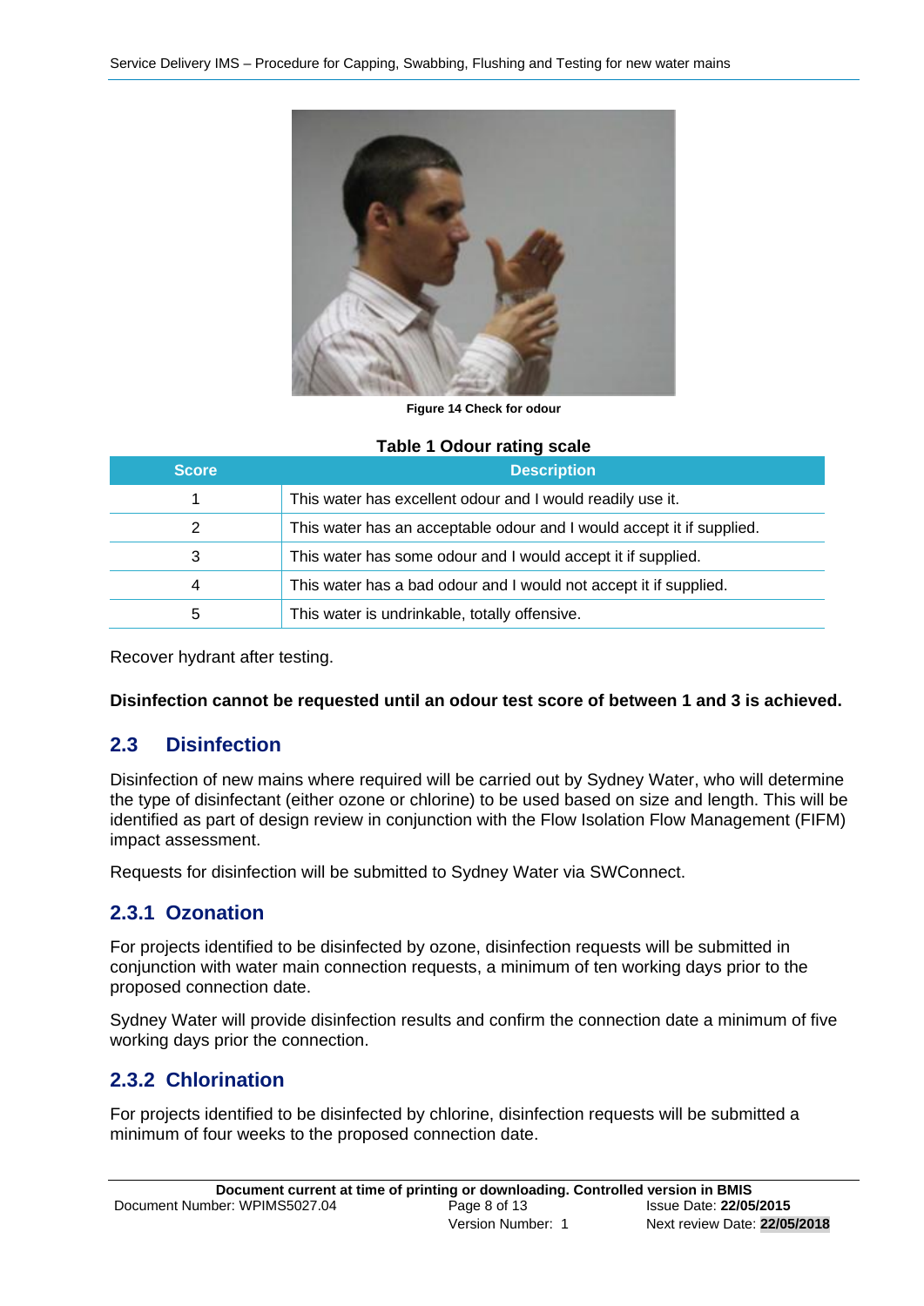Figure 14 Check for odour

**Table 1 Odour rating scale**

| Score | Description |
|---|---|
| 1 | This water has excellent odour and I would readily use it. |
| 2 | This water has an acceptable odour and I would accept it if supplied. |
| 3 | This water has some odour and I would accept it if supplied. |
| 4 | This water has a bad odour and I would not accept it if supplied. |
| 5 | This water is undrinkable, totally offensive. |

Recover hydrant after testing.

**Disinfection cannot be requested until an odour test score of between 1 and 3 is achieved.**

## 2.3 Disinfection

Disinfection of new mains where required will be carried out by Sydney Water, who will determine the type of disinfectant (either ozone or chlorine) to be used based on size and length. This will be identified as part of design review in conjunction with the Flow Isolation Flow Management (FIFM) impact assessment.

Requests for disinfection will be submitted to Sydney Water via SWConnect.

### 2.3.1 Ozonation

For projects identified to be disinfected by ozone, disinfection requests will be submitted in conjunction with water main connection requests, a minimum of ten working days prior to the proposed connection date.

Sydney Water will provide disinfection results and confirm the connection date a minimum of five working days prior the connection.

### 2.3.2 Chlorination

For projects identified to be disinfected by chlorine, disinfection requests will be submitted a minimum of four weeks to the proposed connection date.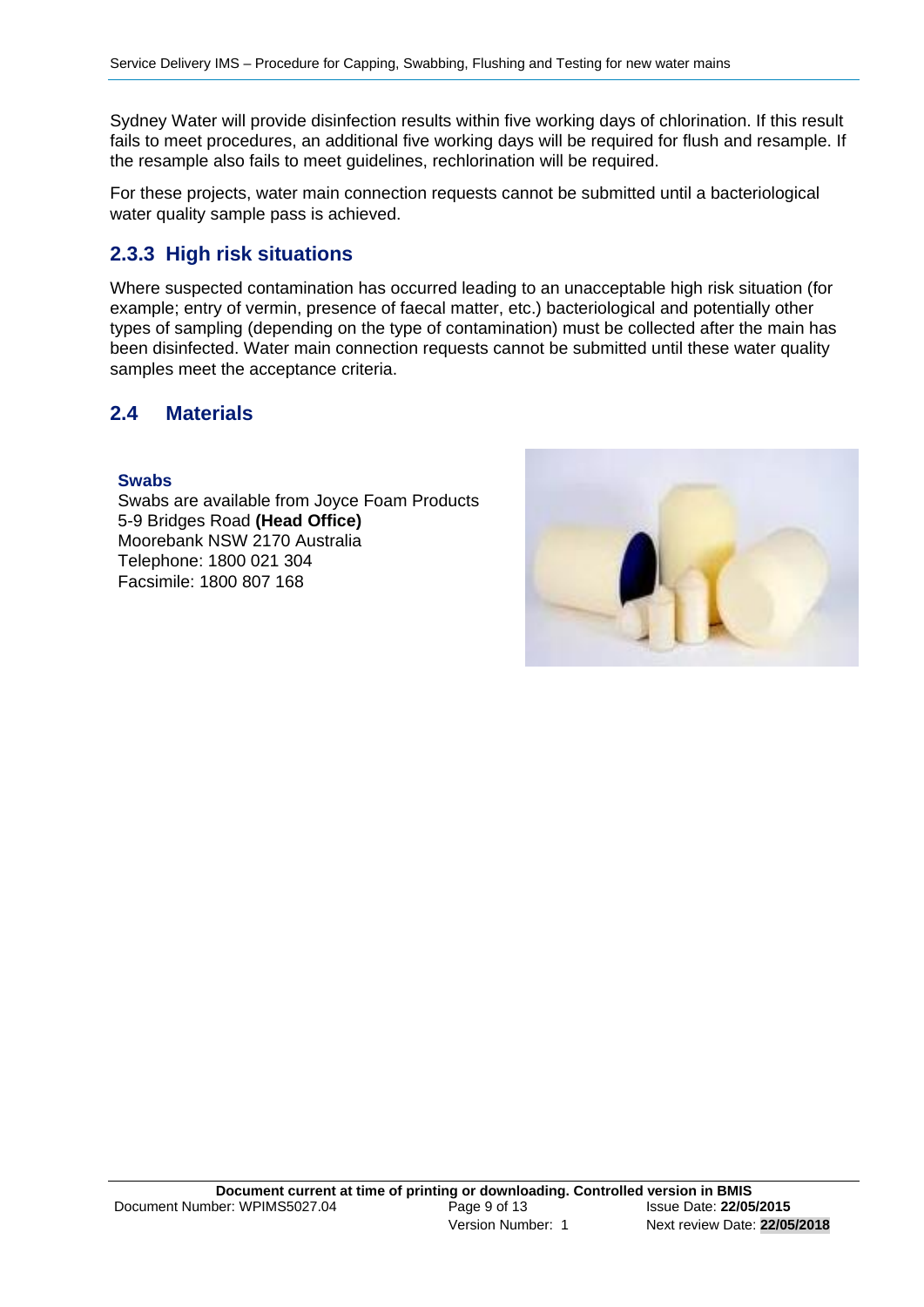Sydney Water will provide disinfection results within five working days of chlorination. If this result fails to meet procedures, an additional five working days will be required for flush and resample. If the resample also fails to meet guidelines, rechlorination will be required.

For these projects, water main connection requests cannot be submitted until a bacteriological water quality sample pass is achieved.

### 2.3.3 High risk situations

Where suspected contamination has occurred leading to an unacceptable high risk situation (for example; entry of vermin, presence of faecal matter, etc.) bacteriological and potentially other types of sampling (depending on the type of contamination) must be collected after the main has been disinfected. Water main connection requests cannot be submitted until these water quality samples meet the acceptance criteria.

## 2.4 Materials

**Swabs**

Swabs are available from Joyce Foam Products
5-9 Bridges Road **(Head Office)**
Moorebank NSW 2170 Australia
Telephone: 1800 021 304
Facsimile: 1800 807 168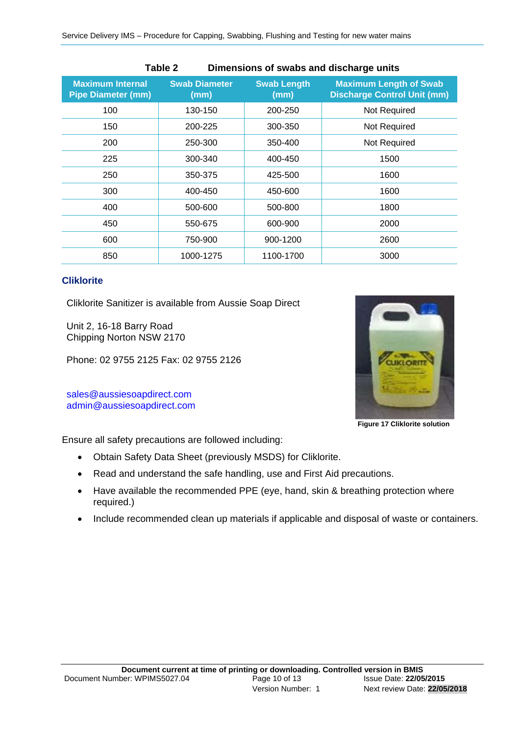**Table 2 Dimensions of swabs and discharge units**

| Maximum Internal Pipe Diameter (mm) | Swab Diameter (mm) | Swab Length (mm) | Maximum Length of Swab Discharge Control Unit (mm) |
|---|---|---|---|
| 100 | 130-150 | 200-250 | Not Required |
| 150 | 200-225 | 300-350 | Not Required |
| 200 | 250-300 | 350-400 | Not Required |
| 225 | 300-340 | 400-450 | 1500 |
| 250 | 350-375 | 425-500 | 1600 |
| 300 | 400-450 | 450-600 | 1600 |
| 400 | 500-600 | 500-800 | 1800 |
| 450 | 550-675 | 600-900 | 2000 |
| 600 | 750-900 | 900-1200 | 2600 |
| 850 | 1000-1275 | 1100-1700 | 3000 |

## Cliklorite

Cliklorite Sanitizer is available from Aussie Soap Direct

Unit 2, 16-18 Barry Road
Chipping Norton NSW 2170

Phone: 02 9755 2125 Fax: 02 9755 2126

sales@aussiesoapdirect.com
admin@aussiesoapdirect.com

**Figure 17 Cliklorite solution**

Ensure all safety precautions are followed including:

- Obtain Safety Data Sheet (previously MSDS) for Cliklorite.
- Read and understand the safe handling, use and First Aid precautions.
- Have available the recommended PPE (eye, hand, skin & breathing protection where required.)
- Include recommended clean up materials if applicable and disposal of waste or containers.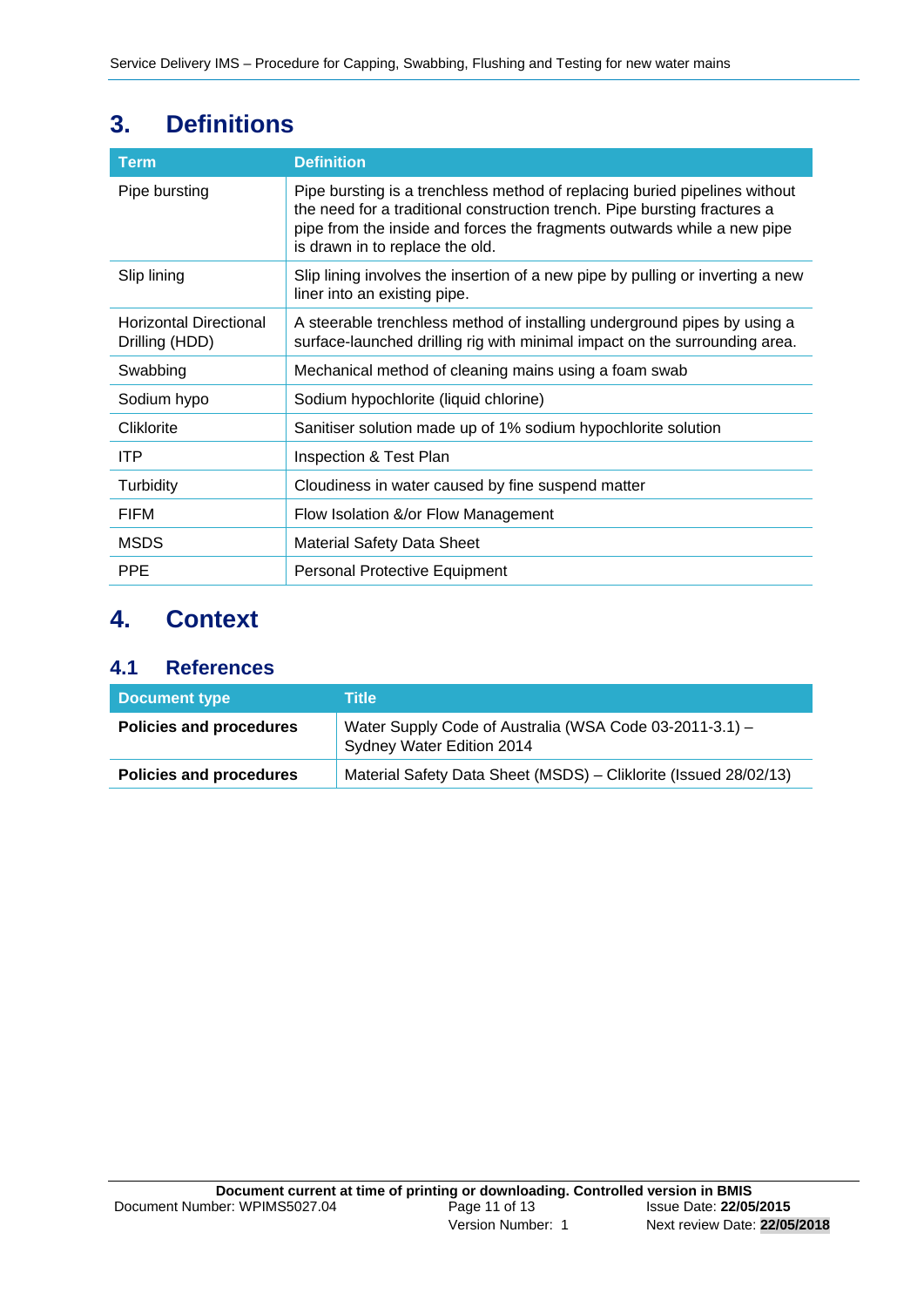# 3. Definitions

| Term | Definition |
|---|---|
| Pipe bursting | Pipe bursting is a trenchless method of replacing buried pipelines without the need for a traditional construction trench. Pipe bursting fractures a pipe from the inside and forces the fragments outwards while a new pipe is drawn in to replace the old. |
| Slip lining | Slip lining involves the insertion of a new pipe by pulling or inverting a new liner into an existing pipe. |
| Horizontal Directional Drilling (HDD) | A steerable trenchless method of installing underground pipes by using a surface-launched drilling rig with minimal impact on the surrounding area. |
| Swabbing | Mechanical method of cleaning mains using a foam swab |
| Sodium hypo | Sodium hypochlorite (liquid chlorine) |
| Cliklorite | Sanitiser solution made up of 1% sodium hypochlorite solution |
| ITP | Inspection & Test Plan |
| Turbidity | Cloudiness in water caused by fine suspend matter |
| FIFM | Flow Isolation &/or Flow Management |
| MSDS | Material Safety Data Sheet |
| PPE | Personal Protective Equipment |

# 4. Context

## 4.1 References

| Document type | Title |
|---|---|
| **Policies and procedures** | Water Supply Code of Australia (WSA Code 03-2011-3.1) – Sydney Water Edition 2014 |
| **Policies and procedures** | Material Safety Data Sheet (MSDS) – Cliklorite (Issued 28/02/13) |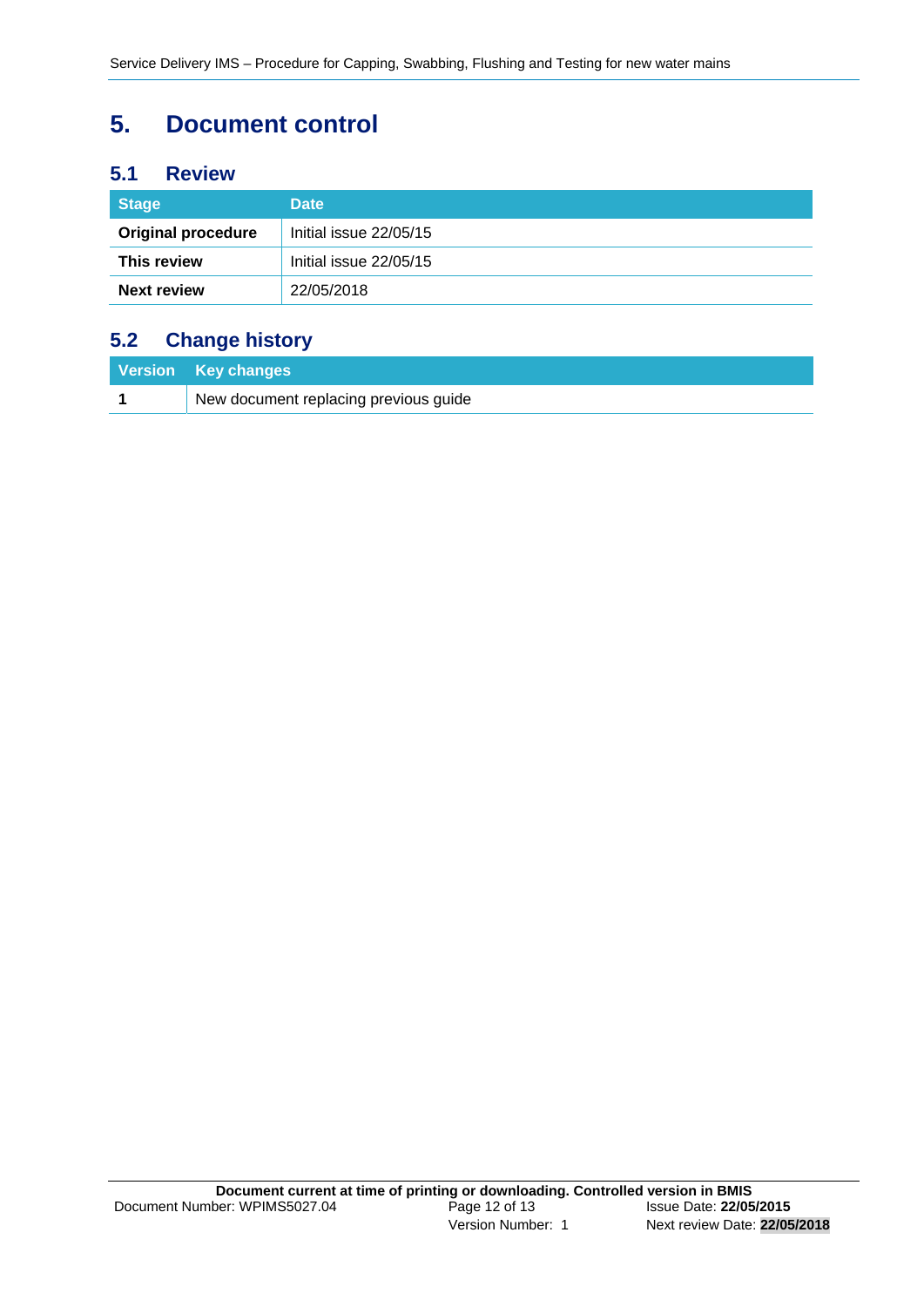# 5. Document control

## 5.1 Review

| Stage | Date |
| --- | --- |
| **Original procedure** | Initial issue 22/05/15 |
| **This review** | Initial issue 22/05/15 |
| **Next review** | 22/05/2018 |

## 5.2 Change history

| Version | Key changes |
| --- | --- |
| **1** | New document replacing previous guide |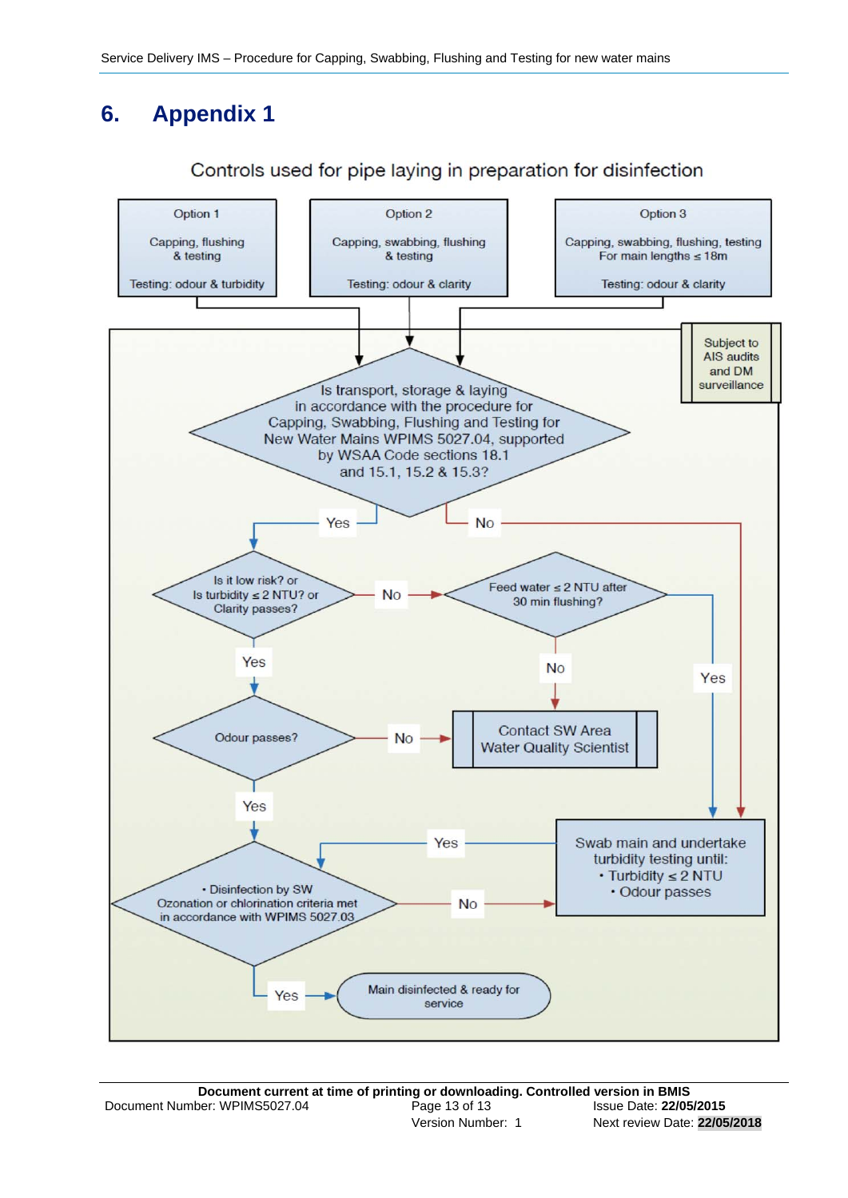# 6. Appendix 1

Controls used for pipe laying in preparation for disinfection

Option 1

Capping, flushing & testing

Testing: odour & turbidity

Option 2

Capping, swabbing, flushing & testing

Testing: odour & clarity

Option 3

Capping, swabbing, flushing, testing For main lengths ≤ 18m

Testing: odour & clarity

Subject to AIS audits and DM surveillance

Is transport, storage & laying in accordance with the procedure for Capping, Swabbing, Flushing and Testing for New Water Mains WPIMS 5027.04, supported by WSAA Code sections 18.1 and 15.1, 15.2 & 15.3?

Yes

No

Is it low risk? or Is turbidity ≤ 2 NTU? or Clarity passes?

No

Feed water ≤ 2 NTU after 30 min flushing?

Yes

No

Yes

Odour passes?

No

Contact SW Area Water Quality Scientist

Yes

Swab main and undertake turbidity testing until:

- Turbidity ≤ 2 NTU
- Odour passes

Yes

- Disinfection by SW Ozonation or chlorination criteria met in accordance with WPIMS 5027.03

No

Yes

Main disinfected & ready for service

Document current at time of printing or downloading. Controlled version in BMIS

Document Number: WPIMS5027.04 | Version Number: 1 | Issue Date: **22/05/2015** | Next review Date: **22/05/2018**